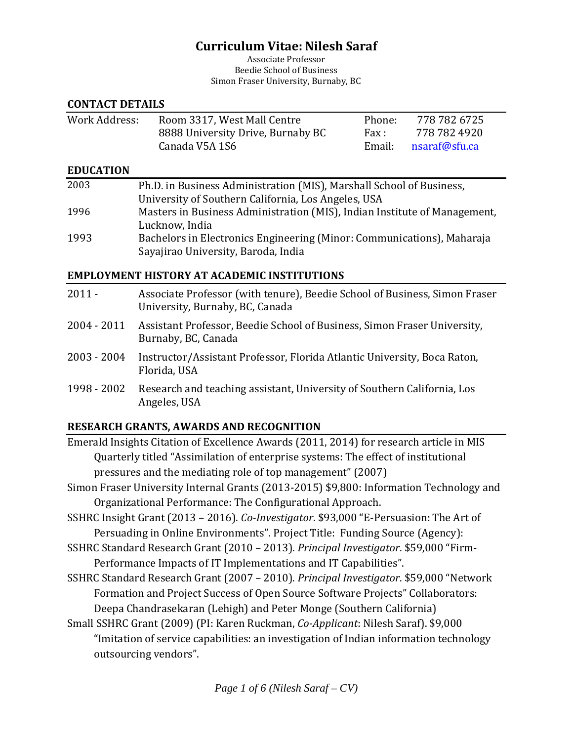# Curriculum Vitae: Nilesh Saraf

Associate Professor
Beedie School of Business
Simon Fraser University, Burnaby, BC

## CONTACT DETAILS

| Work Address: | Room 3317, West Mall Centre<br>8888 University Drive, Burnaby BC<br>Canada V5A 1S6 | Phone:<br>Fax :<br>Email: | 778 782 6725<br>778 782 4920<br>nsaraf@sfu.ca |
|---|---|---|---|

## EDUCATION

| | |
|---|---|
| 2003 | Ph.D. in Business Administration (MIS), Marshall School of Business, University of Southern California, Los Angeles, USA |
| 1996 | Masters in Business Administration (MIS), Indian Institute of Management, Lucknow, India |
| 1993 | Bachelors in Electronics Engineering (Minor: Communications), Maharaja Sayajirao University, Baroda, India |

## EMPLOYMENT HISTORY AT ACADEMIC INSTITUTIONS

| | |
|---|---|
| 2011 - | Associate Professor (with tenure), Beedie School of Business, Simon Fraser University, Burnaby, BC, Canada |
| 2004 - 2011 | Assistant Professor, Beedie School of Business, Simon Fraser University, Burnaby, BC, Canada |
| 2003 - 2004 | Instructor/Assistant Professor, Florida Atlantic University, Boca Raton, Florida, USA |
| 1998 - 2002 | Research and teaching assistant, University of Southern California, Los Angeles, USA |

## RESEARCH GRANTS, AWARDS AND RECOGNITION

Emerald Insights Citation of Excellence Awards (2011, 2014) for research article in MIS Quarterly titled "Assimilation of enterprise systems: The effect of institutional pressures and the mediating role of top management" (2007)

Simon Fraser University Internal Grants (2013-2015) $9,800: Information Technology and Organizational Performance: The Configurational Approach.

SSHRC Insight Grant (2013 – 2016). *Co-Investigator*. $93,000 "E-Persuasion: The Art of Persuading in Online Environments". Project Title: Funding Source (Agency):

SSHRC Standard Research Grant (2010 – 2013). *Principal Investigator*. $59,000 "Firm-Performance Impacts of IT Implementations and IT Capabilities".

SSHRC Standard Research Grant (2007 – 2010). *Principal Investigator*. $59,000 "Network Formation and Project Success of Open Source Software Projects" Collaborators: Deepa Chandrasekaran (Lehigh) and Peter Monge (Southern California)

Small SSHRC Grant (2009) (PI: Karen Ruckman, *Co-Applicant*: Nilesh Saraf). $9,000 "Imitation of service capabilities: an investigation of Indian information technology outsourcing vendors".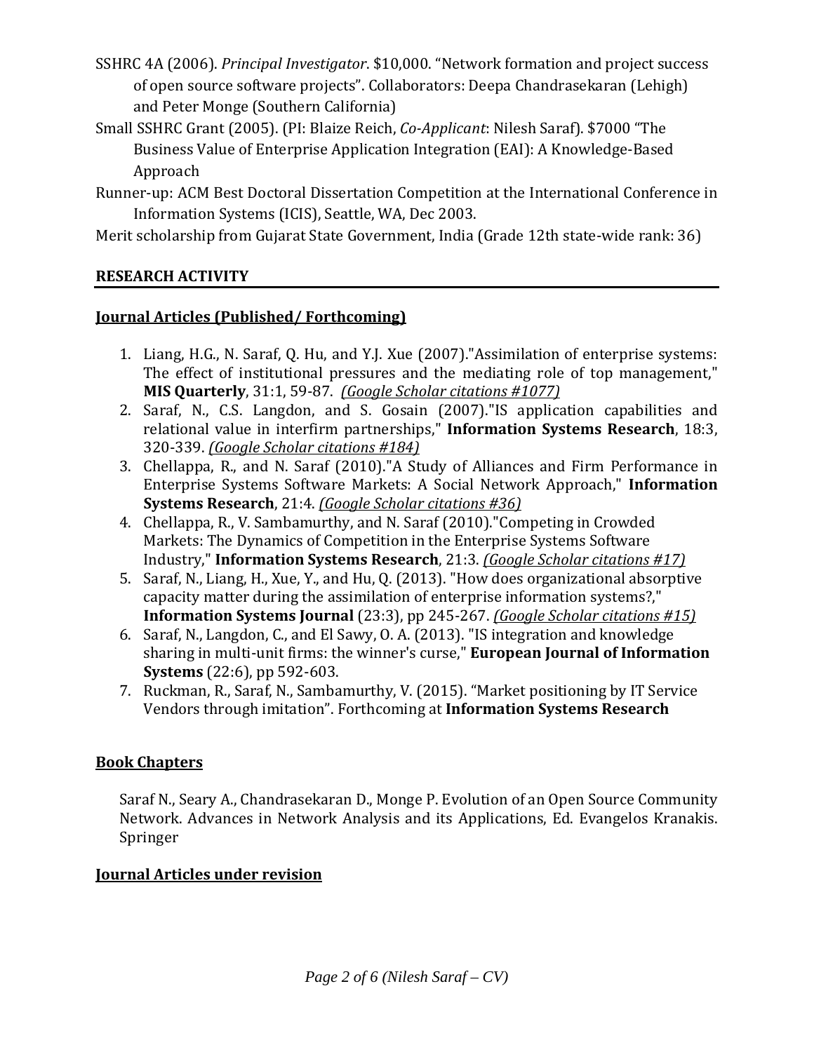SSHRC 4A (2006). *Principal Investigator*. $10,000. "Network formation and project success of open source software projects". Collaborators: Deepa Chandrasekaran (Lehigh) and Peter Monge (Southern California)

Small SSHRC Grant (2005). (PI: Blaize Reich, *Co-Applicant*: Nilesh Saraf). $7000 "The Business Value of Enterprise Application Integration (EAI): A Knowledge-Based Approach

Runner-up: ACM Best Doctoral Dissertation Competition at the International Conference in Information Systems (ICIS), Seattle, WA, Dec 2003.

Merit scholarship from Gujarat State Government, India (Grade 12th state-wide rank: 36)

## RESEARCH ACTIVITY

### Journal Articles (Published/ Forthcoming)

1. Liang, H.G., N. Saraf, Q. Hu, and Y.J. Xue (2007)."Assimilation of enterprise systems: The effect of institutional pressures and the mediating role of top management," **MIS Quarterly**, 31:1, 59-87. *(Google Scholar citations #1077)*
2. Saraf, N., C.S. Langdon, and S. Gosain (2007)."IS application capabilities and relational value in interfirm partnerships," **Information Systems Research**, 18:3, 320-339. *(Google Scholar citations #184)*
3. Chellappa, R., and N. Saraf (2010)."A Study of Alliances and Firm Performance in Enterprise Systems Software Markets: A Social Network Approach," **Information Systems Research**, 21:4. *(Google Scholar citations #36)*
4. Chellappa, R., V. Sambamurthy, and N. Saraf (2010)."Competing in Crowded Markets: The Dynamics of Competition in the Enterprise Systems Software Industry," **Information Systems Research**, 21:3. *(Google Scholar citations #17)*
5. Saraf, N., Liang, H., Xue, Y., and Hu, Q. (2013). "How does organizational absorptive capacity matter during the assimilation of enterprise information systems?," **Information Systems Journal** (23:3), pp 245-267. *(Google Scholar citations #15)*
6. Saraf, N., Langdon, C., and El Sawy, O. A. (2013). "IS integration and knowledge sharing in multi-unit firms: the winner's curse," **European Journal of Information Systems** (22:6), pp 592-603.
7. Ruckman, R., Saraf, N., Sambamurthy, V. (2015). "Market positioning by IT Service Vendors through imitation". Forthcoming at **Information Systems Research**

### Book Chapters

Saraf N., Seary A., Chandrasekaran D., Monge P. Evolution of an Open Source Community Network. Advances in Network Analysis and its Applications, Ed. Evangelos Kranakis. Springer

### Journal Articles under revision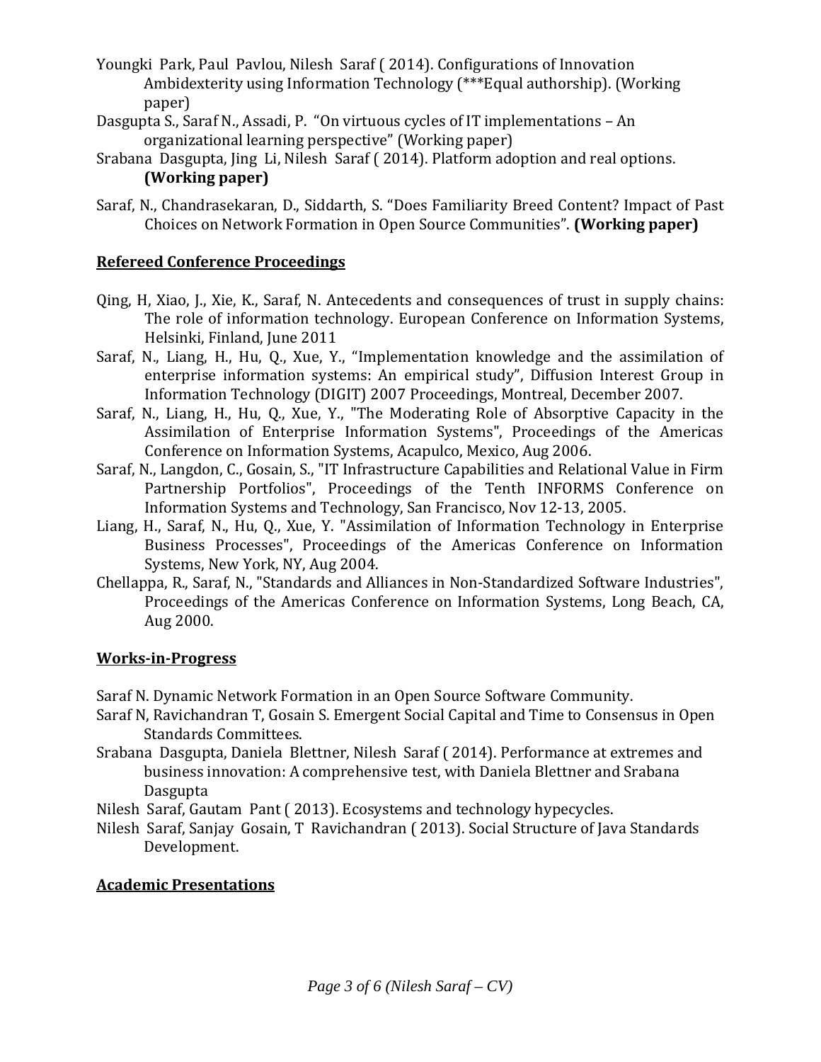Youngki Park, Paul Pavlou, Nilesh Saraf ( 2014). Configurations of Innovation Ambidexterity using Information Technology (***Equal authorship). (Working paper)

Dasgupta S., Saraf N., Assadi, P. "On virtuous cycles of IT implementations – An organizational learning perspective" (Working paper)

Srabana Dasgupta, Jing Li, Nilesh Saraf ( 2014). Platform adoption and real options. **(Working paper)**

Saraf, N., Chandrasekaran, D., Siddarth, S. "Does Familiarity Breed Content? Impact of Past Choices on Network Formation in Open Source Communities". **(Working paper)**

## Refereed Conference Proceedings

Qing, H, Xiao, J., Xie, K., Saraf, N. Antecedents and consequences of trust in supply chains: The role of information technology. European Conference on Information Systems, Helsinki, Finland, June 2011

Saraf, N., Liang, H., Hu, Q., Xue, Y., "Implementation knowledge and the assimilation of enterprise information systems: An empirical study", Diffusion Interest Group in Information Technology (DIGIT) 2007 Proceedings, Montreal, December 2007.

Saraf, N., Liang, H., Hu, Q., Xue, Y., "The Moderating Role of Absorptive Capacity in the Assimilation of Enterprise Information Systems", Proceedings of the Americas Conference on Information Systems, Acapulco, Mexico, Aug 2006.

Saraf, N., Langdon, C., Gosain, S., "IT Infrastructure Capabilities and Relational Value in Firm Partnership Portfolios", Proceedings of the Tenth INFORMS Conference on Information Systems and Technology, San Francisco, Nov 12-13, 2005.

Liang, H., Saraf, N., Hu, Q., Xue, Y. "Assimilation of Information Technology in Enterprise Business Processes", Proceedings of the Americas Conference on Information Systems, New York, NY, Aug 2004.

Chellappa, R., Saraf, N., "Standards and Alliances in Non-Standardized Software Industries", Proceedings of the Americas Conference on Information Systems, Long Beach, CA, Aug 2000.

## Works-in-Progress

Saraf N. Dynamic Network Formation in an Open Source Software Community.

Saraf N, Ravichandran T, Gosain S. Emergent Social Capital and Time to Consensus in Open Standards Committees.

Srabana Dasgupta, Daniela Blettner, Nilesh Saraf ( 2014). Performance at extremes and business innovation: A comprehensive test, with Daniela Blettner and Srabana Dasgupta

Nilesh Saraf, Gautam Pant ( 2013). Ecosystems and technology hypecycles.

Nilesh Saraf, Sanjay Gosain, T Ravichandran ( 2013). Social Structure of Java Standards Development.

## Academic Presentations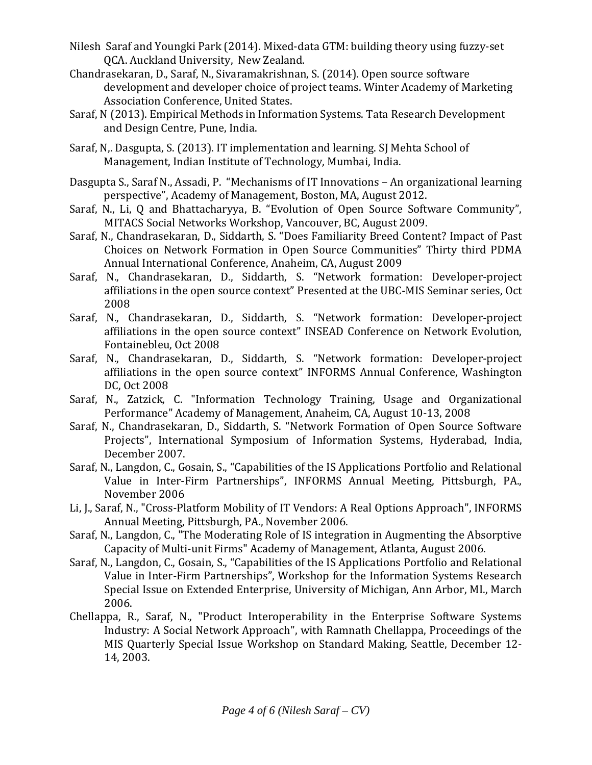Nilesh Saraf and Youngki Park (2014). Mixed-data GTM: building theory using fuzzy-set QCA. Auckland University, New Zealand.

Chandrasekaran, D., Saraf, N., Sivaramakrishnan, S. (2014). Open source software development and developer choice of project teams. Winter Academy of Marketing Association Conference, United States.

Saraf, N (2013). Empirical Methods in Information Systems. Tata Research Development and Design Centre, Pune, India.

Saraf, N,. Dasgupta, S. (2013). IT implementation and learning. SJ Mehta School of Management, Indian Institute of Technology, Mumbai, India.

Dasgupta S., Saraf N., Assadi, P. "Mechanisms of IT Innovations – An organizational learning perspective", Academy of Management, Boston, MA, August 2012.

Saraf, N., Li, Q and Bhattacharyya, B. "Evolution of Open Source Software Community", MITACS Social Networks Workshop, Vancouver, BC, August 2009.

Saraf, N., Chandrasekaran, D., Siddarth, S. "Does Familiarity Breed Content? Impact of Past Choices on Network Formation in Open Source Communities" Thirty third PDMA Annual International Conference, Anaheim, CA, August 2009

Saraf, N., Chandrasekaran, D., Siddarth, S. "Network formation: Developer-project affiliations in the open source context" Presented at the UBC-MIS Seminar series, Oct 2008

Saraf, N., Chandrasekaran, D., Siddarth, S. "Network formation: Developer-project affiliations in the open source context" INSEAD Conference on Network Evolution, Fontainebleu, Oct 2008

Saraf, N., Chandrasekaran, D., Siddarth, S. "Network formation: Developer-project affiliations in the open source context" INFORMS Annual Conference, Washington DC, Oct 2008

Saraf, N., Zatzick, C. "Information Technology Training, Usage and Organizational Performance" Academy of Management, Anaheim, CA, August 10-13, 2008

Saraf, N., Chandrasekaran, D., Siddarth, S. "Network Formation of Open Source Software Projects", International Symposium of Information Systems, Hyderabad, India, December 2007.

Saraf, N., Langdon, C., Gosain, S., "Capabilities of the IS Applications Portfolio and Relational Value in Inter-Firm Partnerships", INFORMS Annual Meeting, Pittsburgh, PA., November 2006

Li, J., Saraf, N., "Cross-Platform Mobility of IT Vendors: A Real Options Approach", INFORMS Annual Meeting, Pittsburgh, PA., November 2006.

Saraf, N., Langdon, C., "The Moderating Role of IS integration in Augmenting the Absorptive Capacity of Multi-unit Firms" Academy of Management, Atlanta, August 2006.

Saraf, N., Langdon, C., Gosain, S., "Capabilities of the IS Applications Portfolio and Relational Value in Inter-Firm Partnerships", Workshop for the Information Systems Research Special Issue on Extended Enterprise, University of Michigan, Ann Arbor, MI., March 2006.

Chellappa, R., Saraf, N., "Product Interoperability in the Enterprise Software Systems Industry: A Social Network Approach", with Ramnath Chellappa, Proceedings of the MIS Quarterly Special Issue Workshop on Standard Making, Seattle, December 12-14, 2003.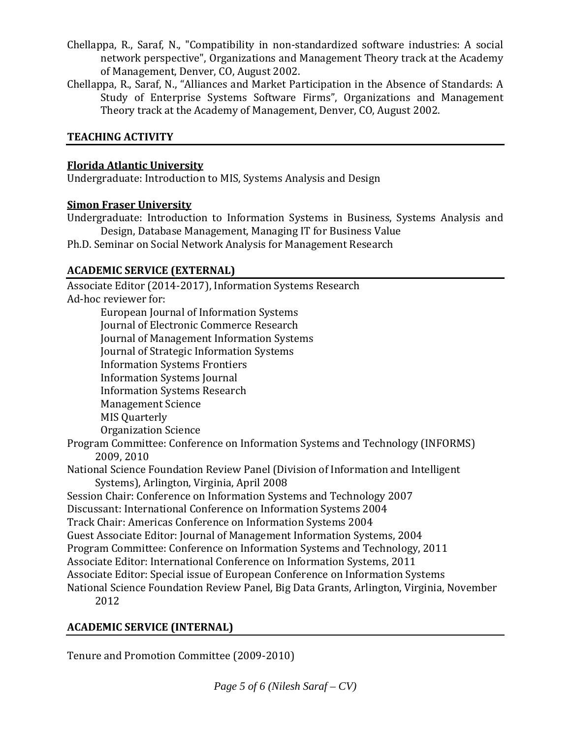Chellappa, R., Saraf, N., "Compatibility in non-standardized software industries: A social network perspective", Organizations and Management Theory track at the Academy of Management, Denver, CO, August 2002.

Chellappa, R., Saraf, N., "Alliances and Market Participation in the Absence of Standards: A Study of Enterprise Systems Software Firms", Organizations and Management Theory track at the Academy of Management, Denver, CO, August 2002.

## TEACHING ACTIVITY

### Florida Atlantic University

Undergraduate: Introduction to MIS, Systems Analysis and Design

### Simon Fraser University

Undergraduate: Introduction to Information Systems in Business, Systems Analysis and Design, Database Management, Managing IT for Business Value

Ph.D. Seminar on Social Network Analysis for Management Research

## ACADEMIC SERVICE (EXTERNAL)

Associate Editor (2014-2017), Information Systems Research

Ad-hoc reviewer for:

- European Journal of Information Systems
- Journal of Electronic Commerce Research
- Journal of Management Information Systems
- Journal of Strategic Information Systems
- Information Systems Frontiers
- Information Systems Journal
- Information Systems Research
- Management Science
- MIS Quarterly
- Organization Science

Program Committee: Conference on Information Systems and Technology (INFORMS) 2009, 2010

National Science Foundation Review Panel (Division of Information and Intelligent Systems), Arlington, Virginia, April 2008

Session Chair: Conference on Information Systems and Technology 2007

Discussant: International Conference on Information Systems 2004

Track Chair: Americas Conference on Information Systems 2004

Guest Associate Editor: Journal of Management Information Systems, 2004

Program Committee: Conference on Information Systems and Technology, 2011

Associate Editor: International Conference on Information Systems, 2011

Associate Editor: Special issue of European Conference on Information Systems

National Science Foundation Review Panel, Big Data Grants, Arlington, Virginia, November 2012

## ACADEMIC SERVICE (INTERNAL)

Tenure and Promotion Committee (2009-2010)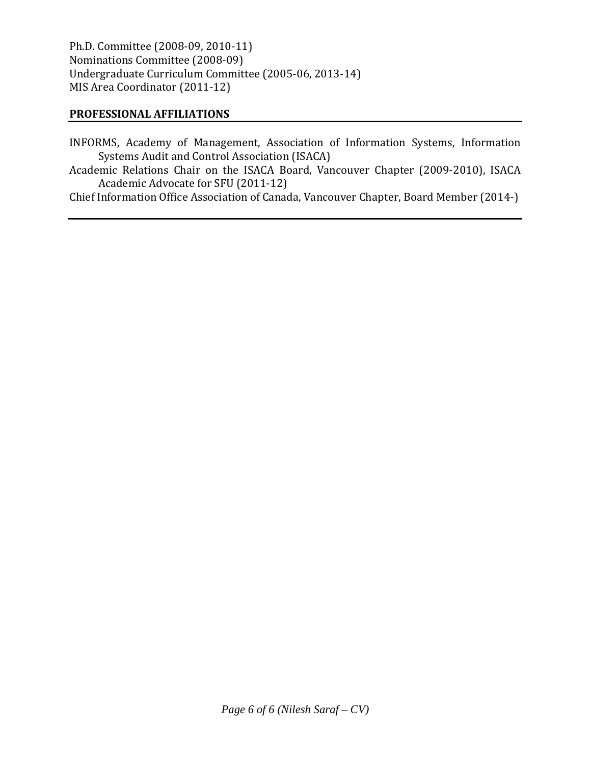Ph.D. Committee (2008-09, 2010-11)
Nominations Committee (2008-09)
Undergraduate Curriculum Committee (2005-06, 2013-14)
MIS Area Coordinator (2011-12)

## PROFESSIONAL AFFILIATIONS

INFORMS, Academy of Management, Association of Information Systems, Information Systems Audit and Control Association (ISACA)

Academic Relations Chair on the ISACA Board, Vancouver Chapter (2009-2010), ISACA Academic Advocate for SFU (2011-12)

Chief Information Office Association of Canada, Vancouver Chapter, Board Member (2014-)